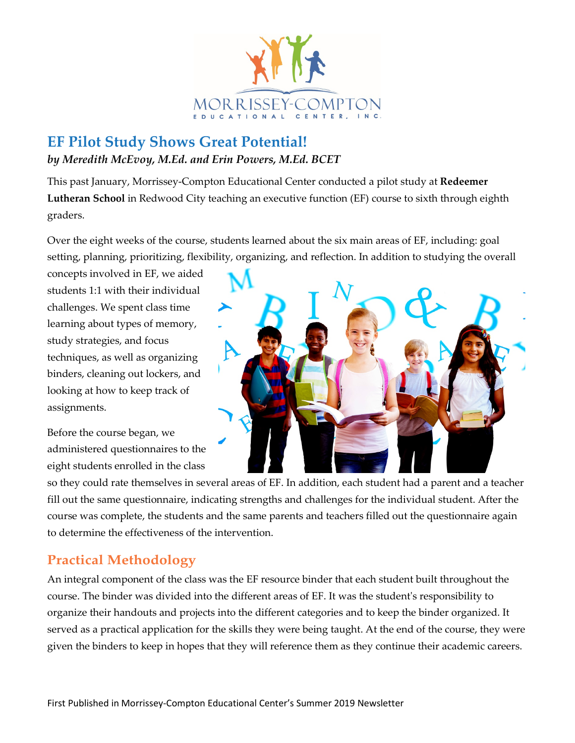MORRISSEY-COMPTON

EDUCATIONAL CENTER, INC.

## EF Pilot Study Shows Great Potential!

***by Meredith McEvoy, M.Ed. and Erin Powers, M.Ed. BCET***

This past January, Morrissey-Compton Educational Center conducted a pilot study at **Redeemer Lutheran School** in Redwood City teaching an executive function (EF) course to sixth through eighth graders.

Over the eight weeks of the course, students learned about the six main areas of EF, including: goal setting, planning, prioritizing, flexibility, organizing, and reflection. In addition to studying the overall concepts involved in EF, we aided students 1:1 with their individual challenges. We spent class time learning about types of memory, study strategies, and focus techniques, as well as organizing binders, cleaning out lockers, and looking at how to keep track of assignments.

Before the course began, we administered questionnaires to the eight students enrolled in the class so they could rate themselves in several areas of EF. In addition, each student had a parent and a teacher fill out the same questionnaire, indicating strengths and challenges for the individual student. After the course was complete, the students and the same parents and teachers filled out the questionnaire again to determine the effectiveness of the intervention.

## Practical Methodology

An integral component of the class was the EF resource binder that each student built throughout the course. The binder was divided into the different areas of EF. It was the student's responsibility to organize their handouts and projects into the different categories and to keep the binder organized. It served as a practical application for the skills they were being taught. At the end of the course, they were given the binders to keep in hopes that they will reference them as they continue their academic careers.

First Published in Morrissey-Compton Educational Center's Summer 2019 Newsletter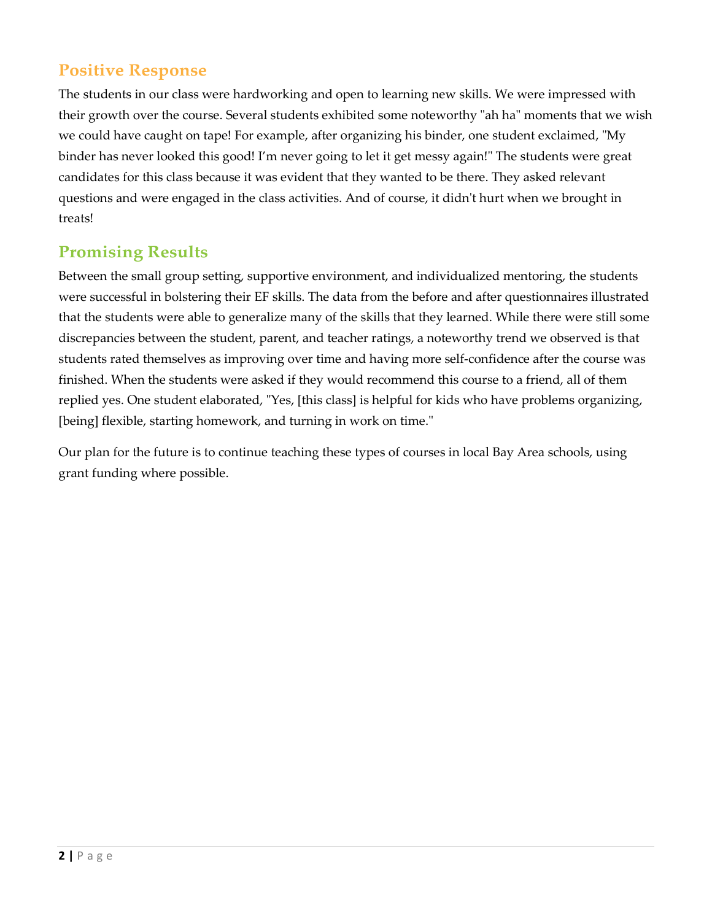## Positive Response

The students in our class were hardworking and open to learning new skills. We were impressed with their growth over the course. Several students exhibited some noteworthy "ah ha" moments that we wish we could have caught on tape! For example, after organizing his binder, one student exclaimed, "My binder has never looked this good! I'm never going to let it get messy again!" The students were great candidates for this class because it was evident that they wanted to be there. They asked relevant questions and were engaged in the class activities. And of course, it didn't hurt when we brought in treats!

## Promising Results

Between the small group setting, supportive environment, and individualized mentoring, the students were successful in bolstering their EF skills. The data from the before and after questionnaires illustrated that the students were able to generalize many of the skills that they learned. While there were still some discrepancies between the student, parent, and teacher ratings, a noteworthy trend we observed is that students rated themselves as improving over time and having more self-confidence after the course was finished. When the students were asked if they would recommend this course to a friend, all of them replied yes. One student elaborated, "Yes, [this class] is helpful for kids who have problems organizing, [being] flexible, starting homework, and turning in work on time."

Our plan for the future is to continue teaching these types of courses in local Bay Area schools, using grant funding where possible.